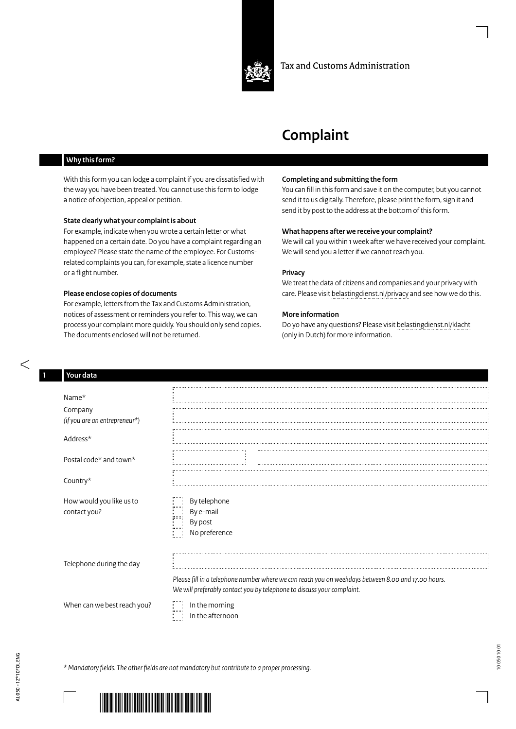Tax and Customs Administration

# Complaint

## Why this form?

With this form you can lodge a complaint if you are dissatisfied with the way you have been treated. You cannot use this form to lodge a notice of objection, appeal or petition.

**State clearly what your complaint is about**
For example, indicate when you wrote a certain letter or what happened on a certain date. Do you have a complaint regarding an employee? Please state the name of the employee. For Customs-related complaints you can, for example, state a licence number or a flight number.

**Please enclose copies of documents**
For example, letters from the Tax and Customs Administration, notices of assessment or reminders you refer to. This way, we can process your complaint more quickly. You should only send copies. The documents enclosed will not be returned.

**Completing and submitting the form**
You can fill in this form and save it on the computer, but you cannot send it to us digitally. Therefore, please print the form, sign it and send it by post to the address at the bottom of this form.

**What happens after we receive your complaint?**
We will call you within 1 week after we have received your complaint. We will send you a letter if we cannot reach you.

**Privacy**
We treat the data of citizens and companies and your privacy with care. Please visit belastingdienst.nl/privacy and see how we do this.

**More information**
Do yo have any questions? Please visit belastingdienst.nl/klacht (only in Dutch) for more information.

## 1 Your data

Name*

Company
*(if you are an entrepreneur*)*

Address*

Postal code* and town*

Country*

How would you like us to contact you?
- By telephone
- By e-mail
- By post
- No preference

Telephone during the day

*Please fill in a telephone number where we can reach you on weekdays between 8.00 and 17.00 hours. We will preferably contact you by telephone to discuss your complaint.*

When can we best reach you?
- In the morning
- In the afternoon

** Mandatory fields. The other fields are not mandatory but contribute to a proper processing.*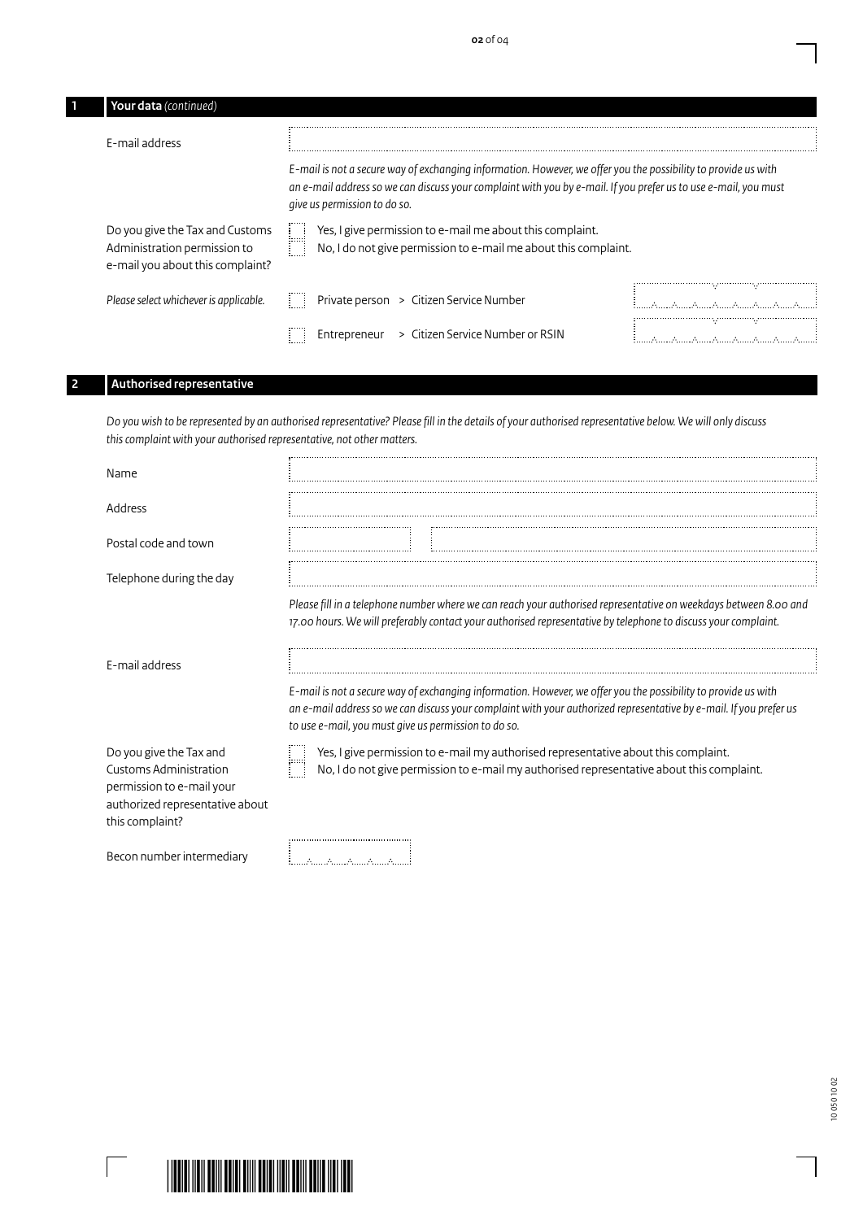## 1 Your data *(continued)*

E-mail address

*E-mail is not a secure way of exchanging information. However, we offer you the possibility to provide us with an e-mail address so we can discuss your complaint with you by e-mail. If you prefer us to use e-mail, you must give us permission to do so.*

Do you give the Tax and Customs Administration permission to e-mail you about this complaint?

- ☐ Yes, I give permission to e-mail me about this complaint.
- ☐ No, I do not give permission to e-mail me about this complaint.

*Please select whichever is applicable.*

- ☐ Private person > Citizen Service Number
- ☐ Entrepreneur > Citizen Service Number or RSIN

## 2 Authorised representative

*Do you wish to be represented by an authorised representative? Please fill in the details of your authorised representative below. We will only discuss this complaint with your authorised representative, not other matters.*

Name

Address

Postal code and town

Telephone during the day

*Please fill in a telephone number where we can reach your authorised representative on weekdays between 8.00 and 17.00 hours. We will preferably contact your authorised representative by telephone to discuss your complaint.*

E-mail address

*E-mail is not a secure way of exchanging information. However, we offer you the possibility to provide us with an e-mail address so we can discuss your complaint with your authorized representative by e-mail. If you prefer us to use e-mail, you must give us permission to do so.*

Do you give the Tax and Customs Administration permission to e-mail your authorized representative about this complaint?

- ☐ Yes, I give permission to e-mail my authorised representative about this complaint.
- ☐ No, I do not give permission to e-mail my authorised representative about this complaint.

Becon number intermediary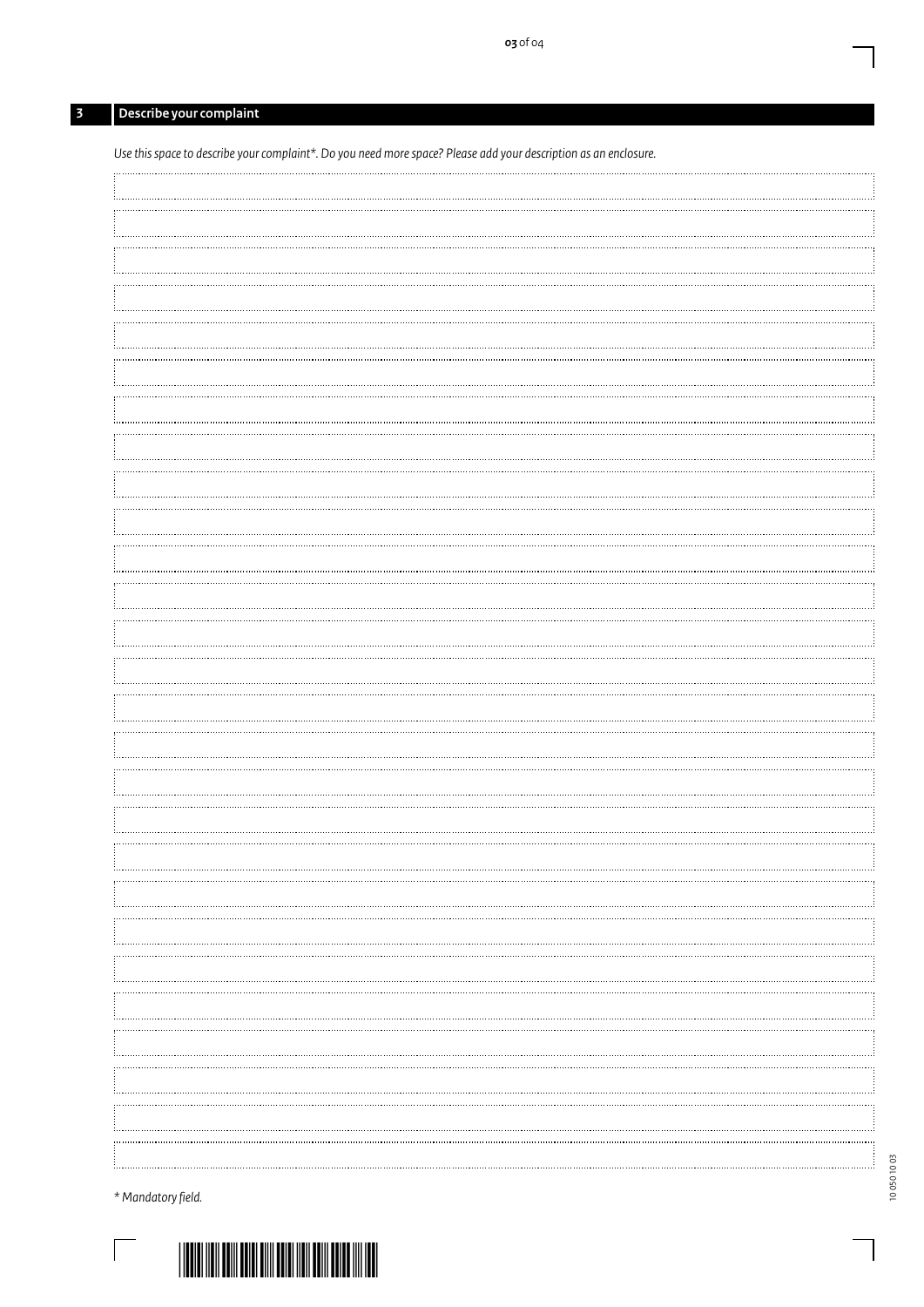## 3 Describe your complaint

*Use this space to describe your complaint\*. Do you need more space? Please add your description as an enclosure.*

*\* Mandatory field.*

10 050 10 03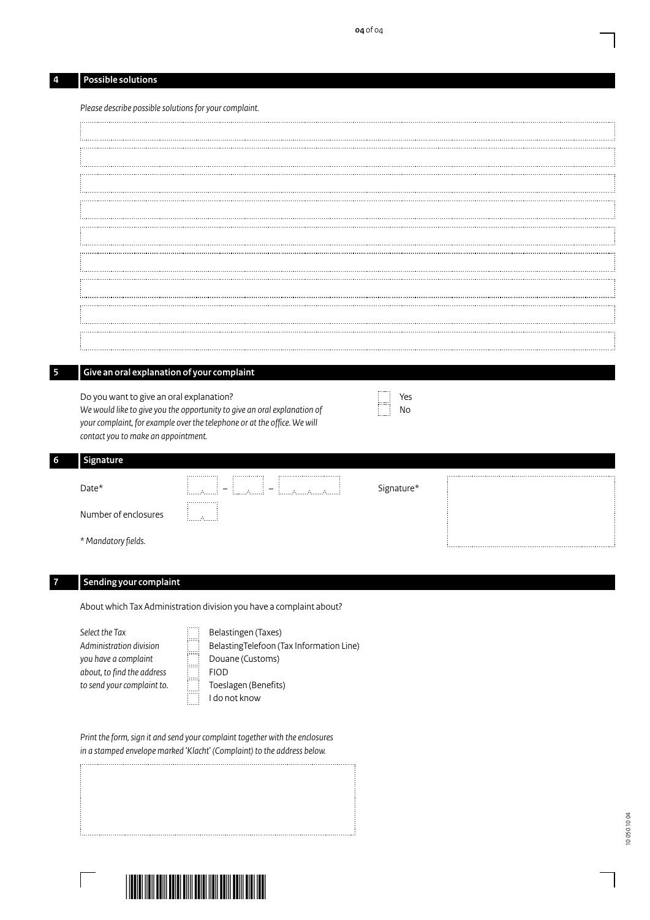## 4 Possible solutions

*Please describe possible solutions for your complaint.*

## 5 Give an oral explanation of your complaint

Do you want to give an oral explanation?

*We would like to give you the opportunity to give an oral explanation of your complaint, for example over the telephone or at the office. We will contact you to make an appointment.*

- [ ] Yes
- [ ] No

## 6 Signature

Date* __ – __ – ____

Signature*

Number of enclosures

*\* Mandatory fields.*

## 7 Sending your complaint

About which Tax Administration division you have a complaint about?

*Select the Tax Administration division you have a complaint about, to find the address to send your complaint to.*

- [ ] Belastingen (Taxes)
- [ ] BelastingTelefoon (Tax Information Line)
- [ ] Douane (Customs)
- [ ] FIOD
- [ ] Toeslagen (Benefits)
- [ ] I do not know

*Print the form, sign it and send your complaint together with the enclosures in a stamped envelope marked 'Klacht' (Complaint) to the address below.*